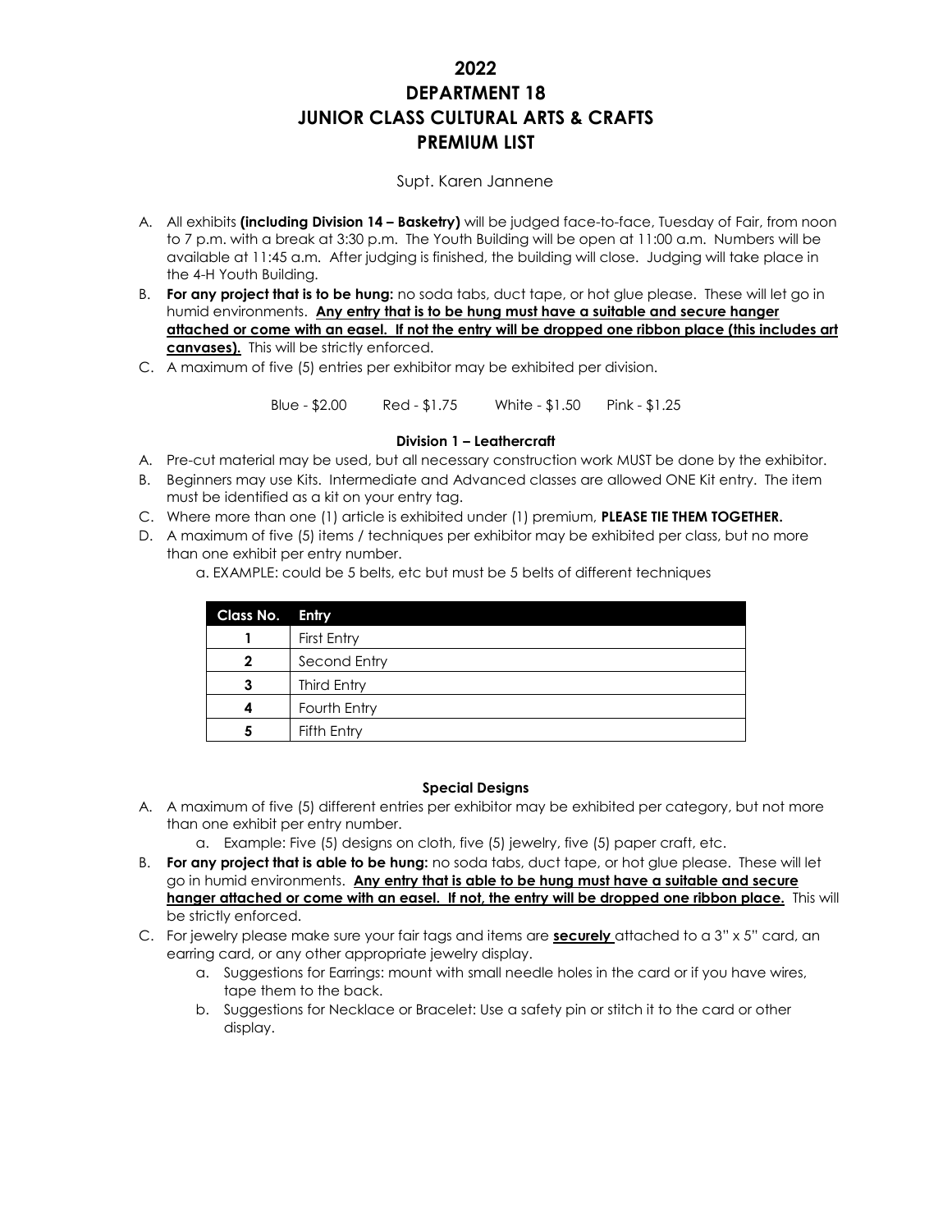# 2022
# DEPARTMENT 18
# JUNIOR CLASS CULTURAL ARTS & CRAFTS
# PREMIUM LIST

Supt. Karen Jannene

A. All exhibits **(including Division 14 – Basketry)** will be judged face-to-face, Tuesday of Fair, from noon to 7 p.m. with a break at 3:30 p.m. The Youth Building will be open at 11:00 a.m. Numbers will be available at 11:45 a.m. After judging is finished, the building will close. Judging will take place in the 4-H Youth Building.

B. **For any project that is to be hung:** no soda tabs, duct tape, or hot glue please. These will let go in humid environments. **Any entry that is to be hung must have a suitable and secure hanger attached or come with an easel. If not the entry will be dropped one ribbon place (this includes art canvases).** This will be strictly enforced.

C. A maximum of five (5) entries per exhibitor may be exhibited per division.

Blue - $2.00 Red - $1.75 White - $1.50 Pink - $1.25

### Division 1 – Leathercraft

A. Pre-cut material may be used, but all necessary construction work MUST be done by the exhibitor.

B. Beginners may use Kits. Intermediate and Advanced classes are allowed ONE Kit entry. The item must be identified as a kit on your entry tag.

C. Where more than one (1) article is exhibited under (1) premium, **PLEASE TIE THEM TOGETHER.**

D. A maximum of five (5) items / techniques per exhibitor may be exhibited per class, but no more than one exhibit per entry number.
   a. EXAMPLE: could be 5 belts, etc but must be 5 belts of different techniques

| Class No. | Entry |
|---|---|
| 1 | First Entry |
| 2 | Second Entry |
| 3 | Third Entry |
| 4 | Fourth Entry |
| 5 | Fifth Entry |

### Special Designs

A. A maximum of five (5) different entries per exhibitor may be exhibited per category, but not more than one exhibit per entry number.
   a. Example: Five (5) designs on cloth, five (5) jewelry, five (5) paper craft, etc.

B. **For any project that is able to be hung:** no soda tabs, duct tape, or hot glue please. These will let go in humid environments. **Any entry that is able to be hung must have a suitable and secure hanger attached or come with an easel. If not, the entry will be dropped one ribbon place.** This will be strictly enforced.

C. For jewelry please make sure your fair tags and items are **securely** attached to a 3" x 5" card, an earring card, or any other appropriate jewelry display.
   a. Suggestions for Earrings: mount with small needle holes in the card or if you have wires, tape them to the back.
   b. Suggestions for Necklace or Bracelet: Use a safety pin or stitch it to the card or other display.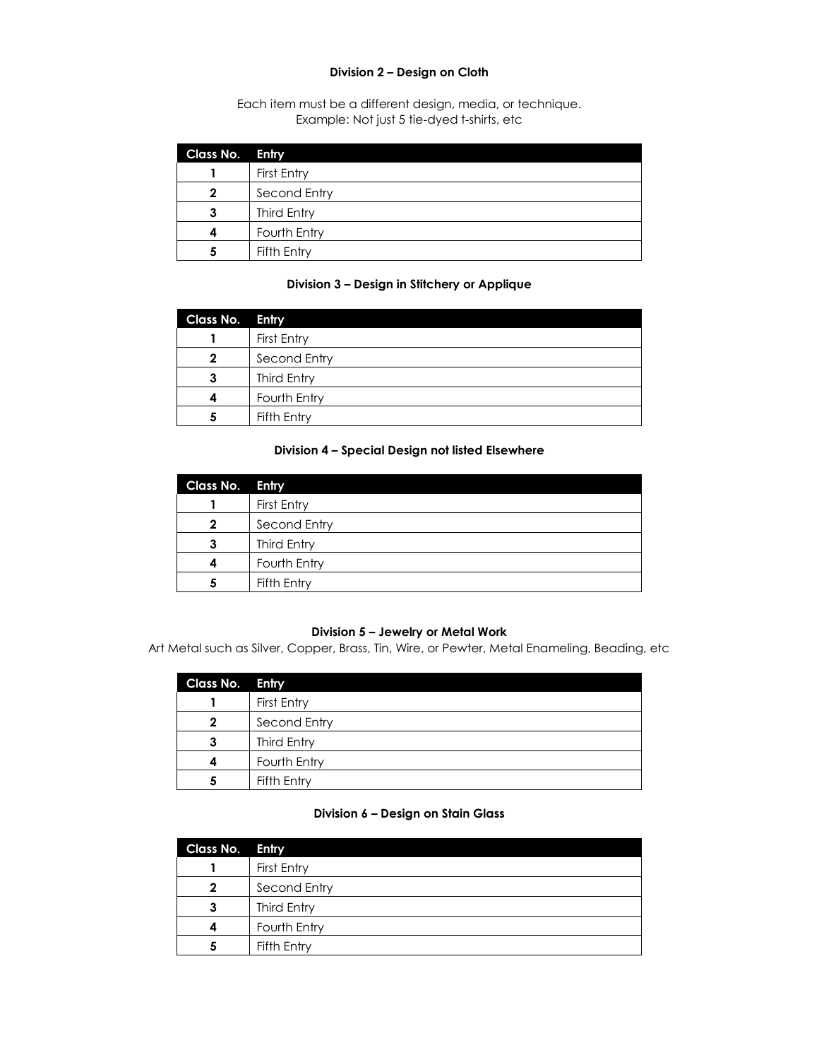### Division 2 – Design on Cloth

Each item must be a different design, media, or technique.
Example: Not just 5 tie-dyed t-shirts, etc

| Class No. | Entry |
|---|---|
| 1 | First Entry |
| 2 | Second Entry |
| 3 | Third Entry |
| 4 | Fourth Entry |
| 5 | Fifth Entry |

### Division 3 – Design in Stitchery or Applique

| Class No. | Entry |
|---|---|
| 1 | First Entry |
| 2 | Second Entry |
| 3 | Third Entry |
| 4 | Fourth Entry |
| 5 | Fifth Entry |

### Division 4 – Special Design not listed Elsewhere

| Class No. | Entry |
|---|---|
| 1 | First Entry |
| 2 | Second Entry |
| 3 | Third Entry |
| 4 | Fourth Entry |
| 5 | Fifth Entry |

### Division 5 – Jewelry or Metal Work

Art Metal such as Silver, Copper, Brass, Tin, Wire, or Pewter, Metal Enameling, Beading, etc

| Class No. | Entry |
|---|---|
| 1 | First Entry |
| 2 | Second Entry |
| 3 | Third Entry |
| 4 | Fourth Entry |
| 5 | Fifth Entry |

### Division 6 – Design on Stain Glass

| Class No. | Entry |
|---|---|
| 1 | First Entry |
| 2 | Second Entry |
| 3 | Third Entry |
| 4 | Fourth Entry |
| 5 | Fifth Entry |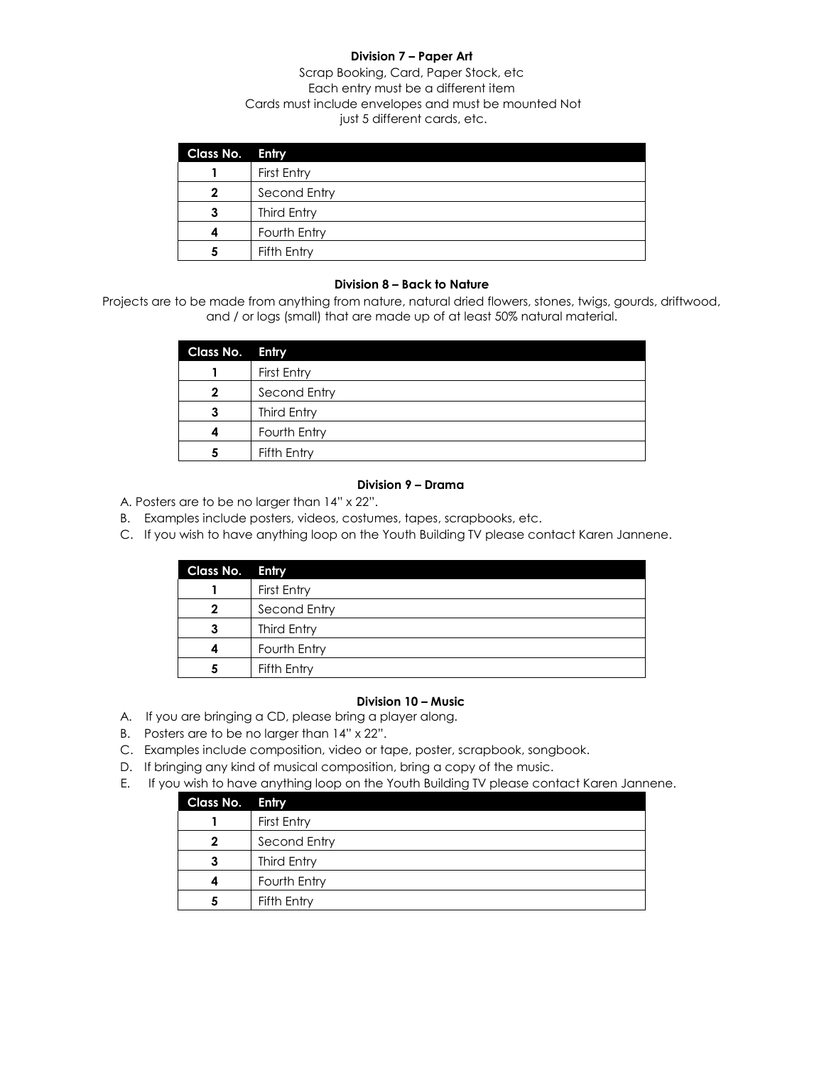### Division 7 – Paper Art

Scrap Booking, Card, Paper Stock, etc
Each entry must be a different item
Cards must include envelopes and must be mounted Not just 5 different cards, etc.

| Class No. | Entry |
|---|---|
| 1 | First Entry |
| 2 | Second Entry |
| 3 | Third Entry |
| 4 | Fourth Entry |
| 5 | Fifth Entry |

### Division 8 – Back to Nature

Projects are to be made from anything from nature, natural dried flowers, stones, twigs, gourds, driftwood, and / or logs (small) that are made up of at least 50% natural material.

| Class No. | Entry |
|---|---|
| 1 | First Entry |
| 2 | Second Entry |
| 3 | Third Entry |
| 4 | Fourth Entry |
| 5 | Fifth Entry |

### Division 9 – Drama

A. Posters are to be no larger than 14" x 22".
B. Examples include posters, videos, costumes, tapes, scrapbooks, etc.
C. If you wish to have anything loop on the Youth Building TV please contact Karen Jannene.

| Class No. | Entry |
|---|---|
| 1 | First Entry |
| 2 | Second Entry |
| 3 | Third Entry |
| 4 | Fourth Entry |
| 5 | Fifth Entry |

### Division 10 – Music

A. If you are bringing a CD, please bring a player along.
B. Posters are to be no larger than 14" x 22".
C. Examples include composition, video or tape, poster, scrapbook, songbook.
D. If bringing any kind of musical composition, bring a copy of the music.
E. If you wish to have anything loop on the Youth Building TV please contact Karen Jannene.

| Class No. | Entry |
|---|---|
| 1 | First Entry |
| 2 | Second Entry |
| 3 | Third Entry |
| 4 | Fourth Entry |
| 5 | Fifth Entry |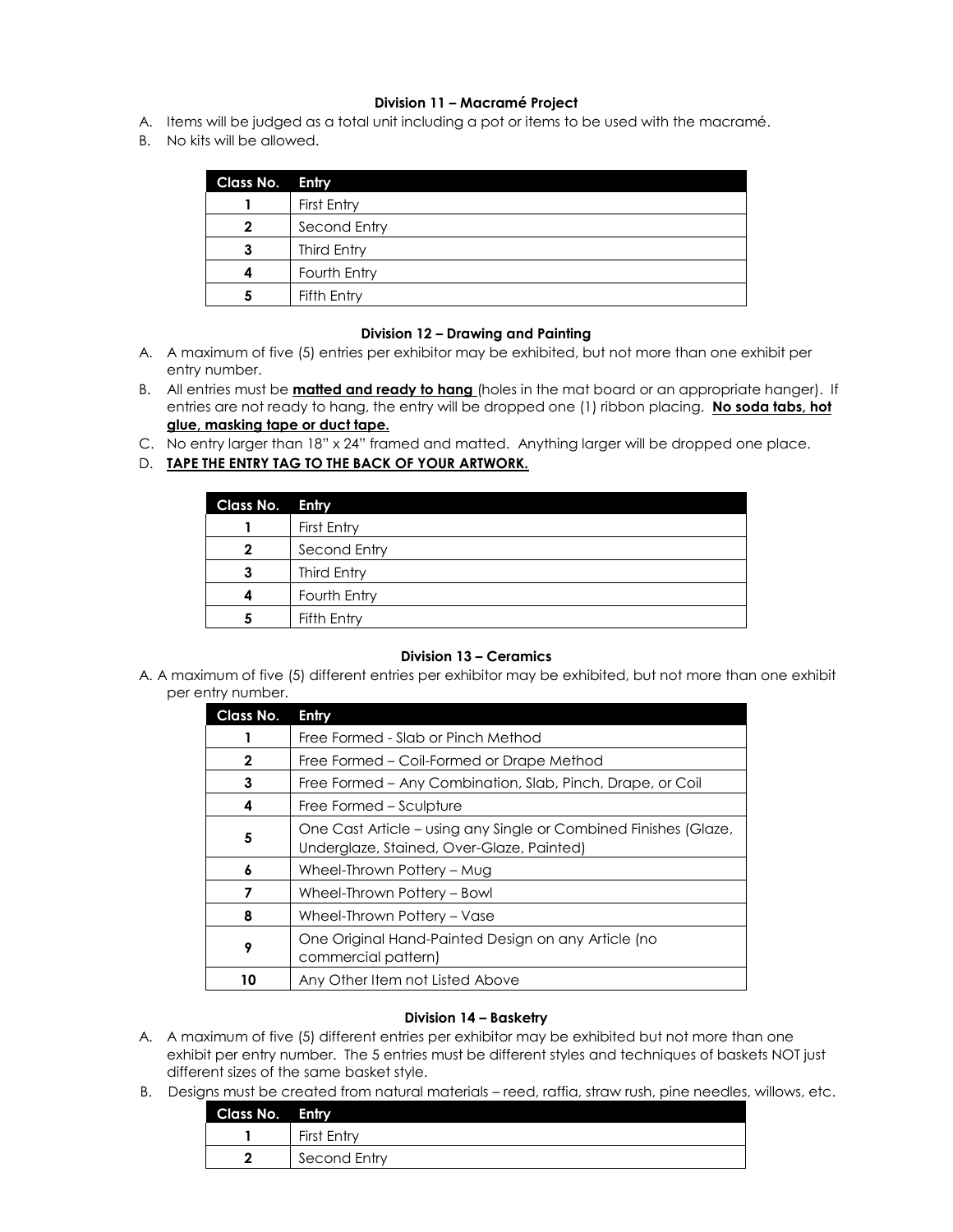### Division 11 – Macramé Project

A. Items will be judged as a total unit including a pot or items to be used with the macramé.
B. No kits will be allowed.

| Class No. | Entry |
|---|---|
| 1 | First Entry |
| 2 | Second Entry |
| 3 | Third Entry |
| 4 | Fourth Entry |
| 5 | Fifth Entry |

### Division 12 – Drawing and Painting

A. A maximum of five (5) entries per exhibitor may be exhibited, but not more than one exhibit per entry number.
B. All entries must be **matted and ready to hang** (holes in the mat board or an appropriate hanger). If entries are not ready to hang, the entry will be dropped one (1) ribbon placing. **No soda tabs, hot glue, masking tape or duct tape.**
C. No entry larger than 18" x 24" framed and matted. Anything larger will be dropped one place.
D. **TAPE THE ENTRY TAG TO THE BACK OF YOUR ARTWORK.**

| Class No. | Entry |
|---|---|
| 1 | First Entry |
| 2 | Second Entry |
| 3 | Third Entry |
| 4 | Fourth Entry |
| 5 | Fifth Entry |

### Division 13 – Ceramics

A. A maximum of five (5) different entries per exhibitor may be exhibited, but not more than one exhibit per entry number.

| Class No. | Entry |
|---|---|
| 1 | Free Formed - Slab or Pinch Method |
| 2 | Free Formed – Coil-Formed or Drape Method |
| 3 | Free Formed – Any Combination, Slab, Pinch, Drape, or Coil |
| 4 | Free Formed – Sculpture |
| 5 | One Cast Article – using any Single or Combined Finishes (Glaze, Underglaze, Stained, Over-Glaze, Painted) |
| 6 | Wheel-Thrown Pottery – Mug |
| 7 | Wheel-Thrown Pottery – Bowl |
| 8 | Wheel-Thrown Pottery – Vase |
| 9 | One Original Hand-Painted Design on any Article (no commercial pattern) |
| 10 | Any Other Item not Listed Above |

### Division 14 – Basketry

A. A maximum of five (5) different entries per exhibitor may be exhibited but not more than one exhibit per entry number. The 5 entries must be different styles and techniques of baskets NOT just different sizes of the same basket style.
B. Designs must be created from natural materials – reed, raffia, straw rush, pine needles, willows, etc.

| Class No. | Entry |
|---|---|
| 1 | First Entry |
| 2 | Second Entry |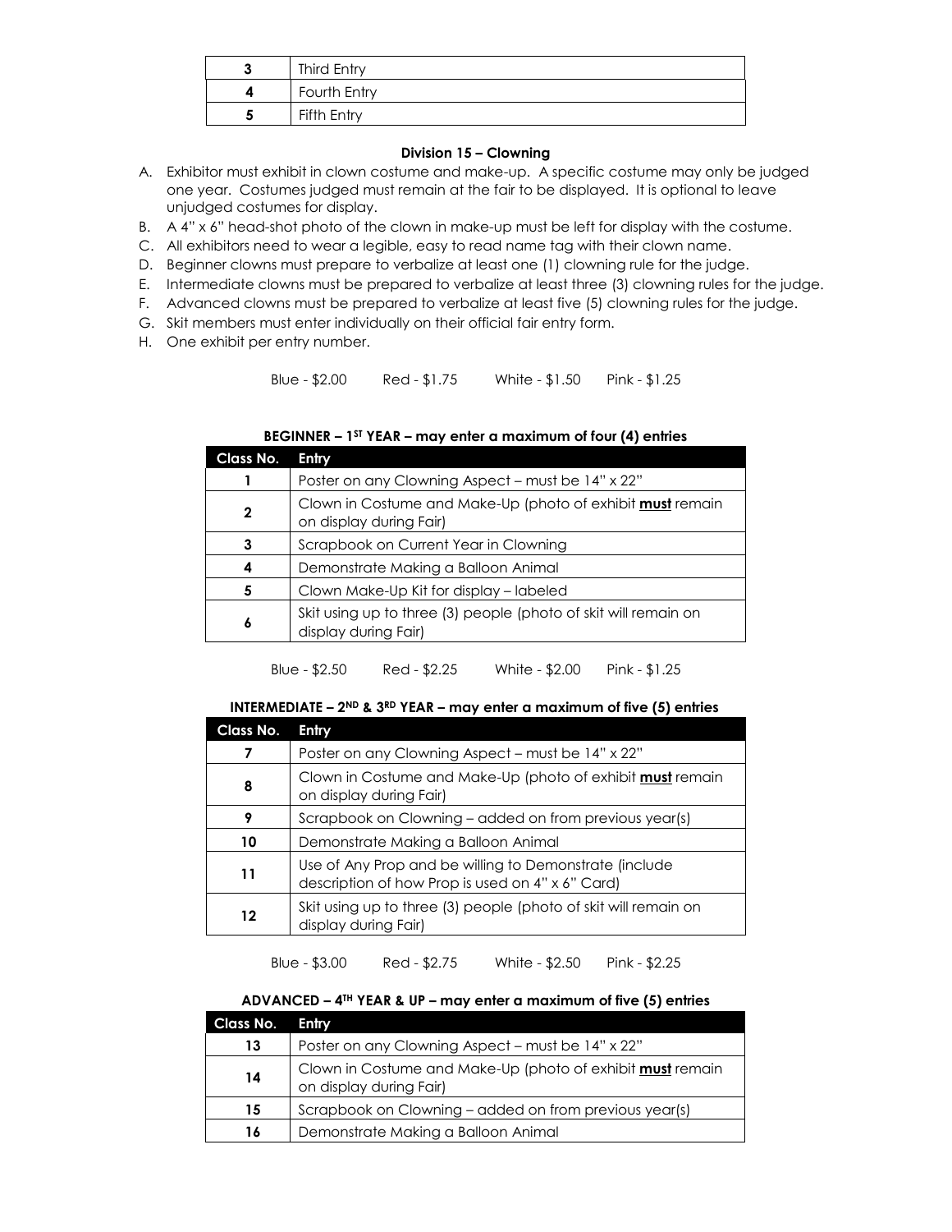| 3 | Third Entry |
|---|---|
| 4 | Fourth Entry |
| 5 | Fifth Entry |

### Division 15 – Clowning

A. Exhibitor must exhibit in clown costume and make-up. A specific costume may only be judged one year. Costumes judged must remain at the fair to be displayed. It is optional to leave unjudged costumes for display.
B. A 4" x 6" head-shot photo of the clown in make-up must be left for display with the costume.
C. All exhibitors need to wear a legible, easy to read name tag with their clown name.
D. Beginner clowns must prepare to verbalize at least one (1) clowning rule for the judge.
E. Intermediate clowns must be prepared to verbalize at least three (3) clowning rules for the judge.
F. Advanced clowns must be prepared to verbalize at least five (5) clowning rules for the judge.
G. Skit members must enter individually on their official fair entry form.
H. One exhibit per entry number.

Blue - $2.00 Red - $1.75 White - $1.50 Pink - $1.25

**BEGINNER – 1ST YEAR – may enter a maximum of four (4) entries**

| Class No. | Entry |
|---|---|
| 1 | Poster on any Clowning Aspect – must be 14" x 22" |
| 2 | Clown in Costume and Make-Up (photo of exhibit **must** remain on display during Fair) |
| 3 | Scrapbook on Current Year in Clowning |
| 4 | Demonstrate Making a Balloon Animal |
| 5 | Clown Make-Up Kit for display – labeled |
| 6 | Skit using up to three (3) people (photo of skit will remain on display during Fair) |

Blue - $2.50 Red - $2.25 White - $2.00 Pink - $1.25

**INTERMEDIATE – 2ND & 3RD YEAR – may enter a maximum of five (5) entries**

| Class No. | Entry |
|---|---|
| 7 | Poster on any Clowning Aspect – must be 14" x 22" |
| 8 | Clown in Costume and Make-Up (photo of exhibit **must** remain on display during Fair) |
| 9 | Scrapbook on Clowning – added on from previous year(s) |
| 10 | Demonstrate Making a Balloon Animal |
| 11 | Use of Any Prop and be willing to Demonstrate (include description of how Prop is used on 4" x 6" Card) |
| 12 | Skit using up to three (3) people (photo of skit will remain on display during Fair) |

Blue - $3.00 Red - $2.75 White - $2.50 Pink - $2.25

**ADVANCED – 4TH YEAR & UP – may enter a maximum of five (5) entries**

| Class No. | Entry |
|---|---|
| 13 | Poster on any Clowning Aspect – must be 14" x 22" |
| 14 | Clown in Costume and Make-Up (photo of exhibit **must** remain on display during Fair) |
| 15 | Scrapbook on Clowning – added on from previous year(s) |
| 16 | Demonstrate Making a Balloon Animal |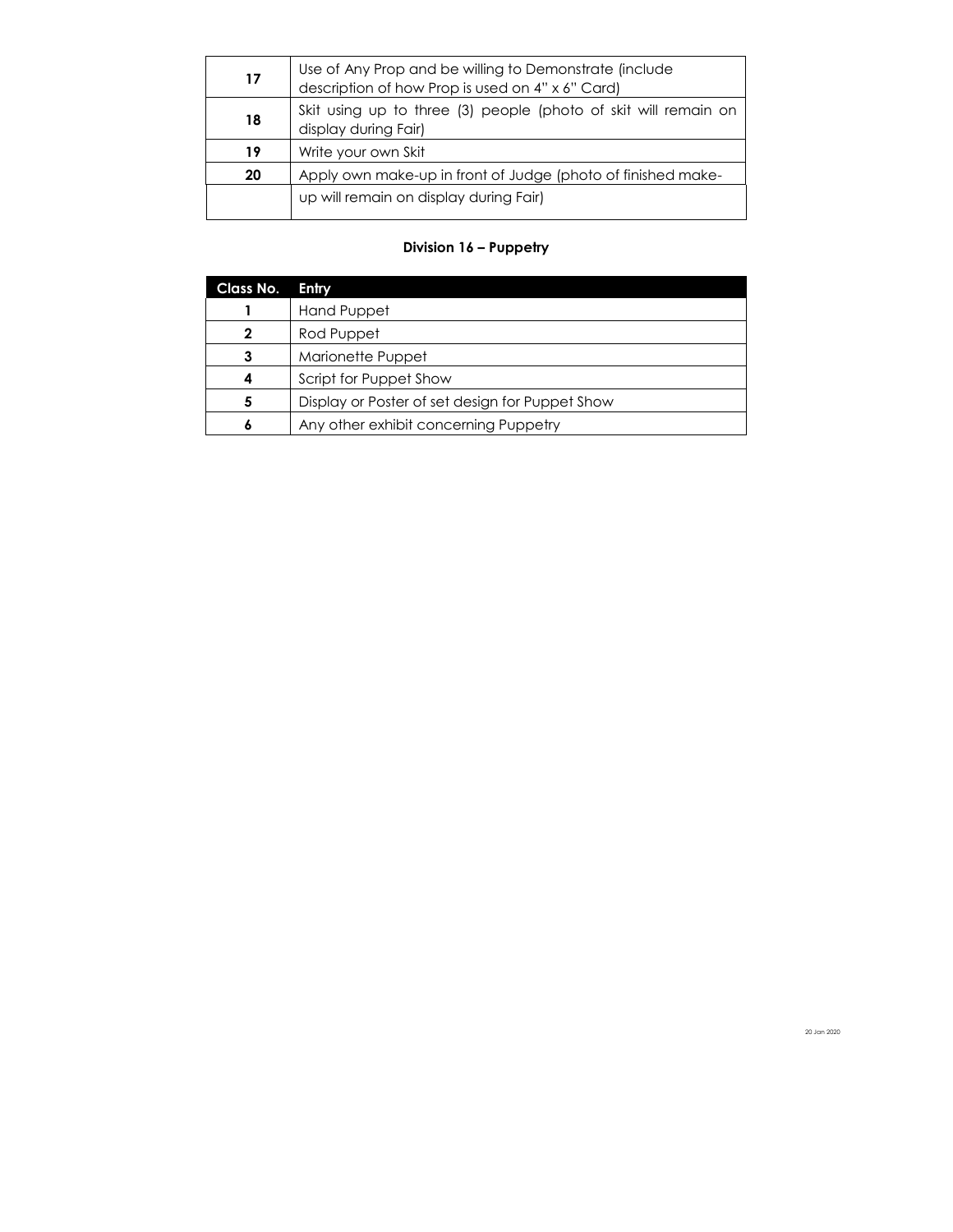| | |
|---|---|
| **17** | Use of Any Prop and be willing to Demonstrate (include description of how Prop is used on 4" x 6" Card) |
| **18** | Skit using up to three (3) people (photo of skit will remain on display during Fair) |
| **19** | Write your own Skit |
| **20** | Apply own make-up in front of Judge (photo of finished make-up will remain on display during Fair) |

### Division 16 – Puppetry

| Class No. | Entry |
|---|---|
| **1** | Hand Puppet |
| **2** | Rod Puppet |
| **3** | Marionette Puppet |
| **4** | Script for Puppet Show |
| **5** | Display or Poster of set design for Puppet Show |
| **6** | Any other exhibit concerning Puppetry |

20 Jan 2020